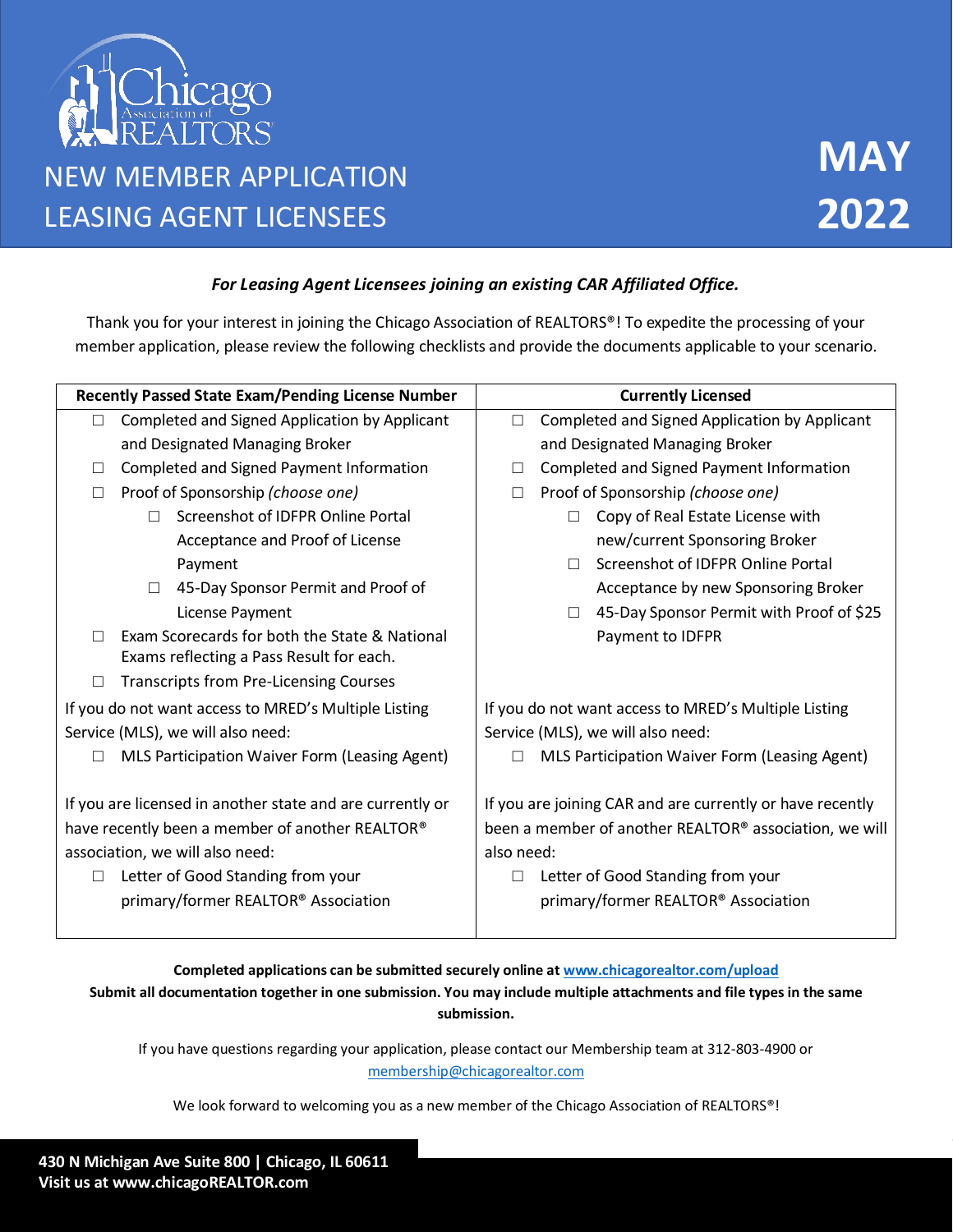# NEW MEMBER APPLICATION
# LEASING AGENT LICENSEES

**MAY 2022**

***For Leasing Agent Licensees joining an existing CAR Affiliated Office.***

Thank you for your interest in joining the Chicago Association of REALTORS®! To expedite the processing of your member application, please review the following checklists and provide the documents applicable to your scenario.

| Recently Passed State Exam/Pending License Number | Currently Licensed |
|---|---|
| ☐ Completed and Signed Application by Applicant and Designated Managing Broker<br>☐ Completed and Signed Payment Information<br>☐ Proof of Sponsorship *(choose one)*<br>&nbsp;&nbsp;&nbsp;&nbsp;☐ Screenshot of IDFPR Online Portal Acceptance and Proof of License Payment<br>&nbsp;&nbsp;&nbsp;&nbsp;☐ 45-Day Sponsor Permit and Proof of License Payment<br>☐ Exam Scorecards for both the State & National Exams reflecting a Pass Result for each.<br>☐ Transcripts from Pre-Licensing Courses | ☐ Completed and Signed Application by Applicant and Designated Managing Broker<br>☐ Completed and Signed Payment Information<br>☐ Proof of Sponsorship *(choose one)*<br>&nbsp;&nbsp;&nbsp;&nbsp;☐ Copy of Real Estate License with new/current Sponsoring Broker<br>&nbsp;&nbsp;&nbsp;&nbsp;☐ Screenshot of IDFPR Online Portal Acceptance by new Sponsoring Broker<br>&nbsp;&nbsp;&nbsp;&nbsp;☐ 45-Day Sponsor Permit with Proof of $25 Payment to IDFPR |
| If you do not want access to MRED's Multiple Listing Service (MLS), we will also need:<br>☐ MLS Participation Waiver Form (Leasing Agent) | If you do not want access to MRED's Multiple Listing Service (MLS), we will also need:<br>☐ MLS Participation Waiver Form (Leasing Agent) |
| If you are licensed in another state and are currently or have recently been a member of another REALTOR® association, we will also need:<br>☐ Letter of Good Standing from your primary/former REALTOR® Association | If you are joining CAR and are currently or have recently been a member of another REALTOR® association, we will also need:<br>☐ Letter of Good Standing from your primary/former REALTOR® Association |

**Completed applications can be submitted securely online at [www.chicagorealtor.com/upload](www.chicagorealtor.com/upload)**
**Submit all documentation together in one submission. You may include multiple attachments and file types in the same submission.**

If you have questions regarding your application, please contact our Membership team at 312-803-4900 or membership@chicagorealtor.com

We look forward to welcoming you as a new member of the Chicago Association of REALTORS®!

**430 N Michigan Ave Suite 800 | Chicago, IL 60611**
**Visit us at www.chicagoREALTOR.com**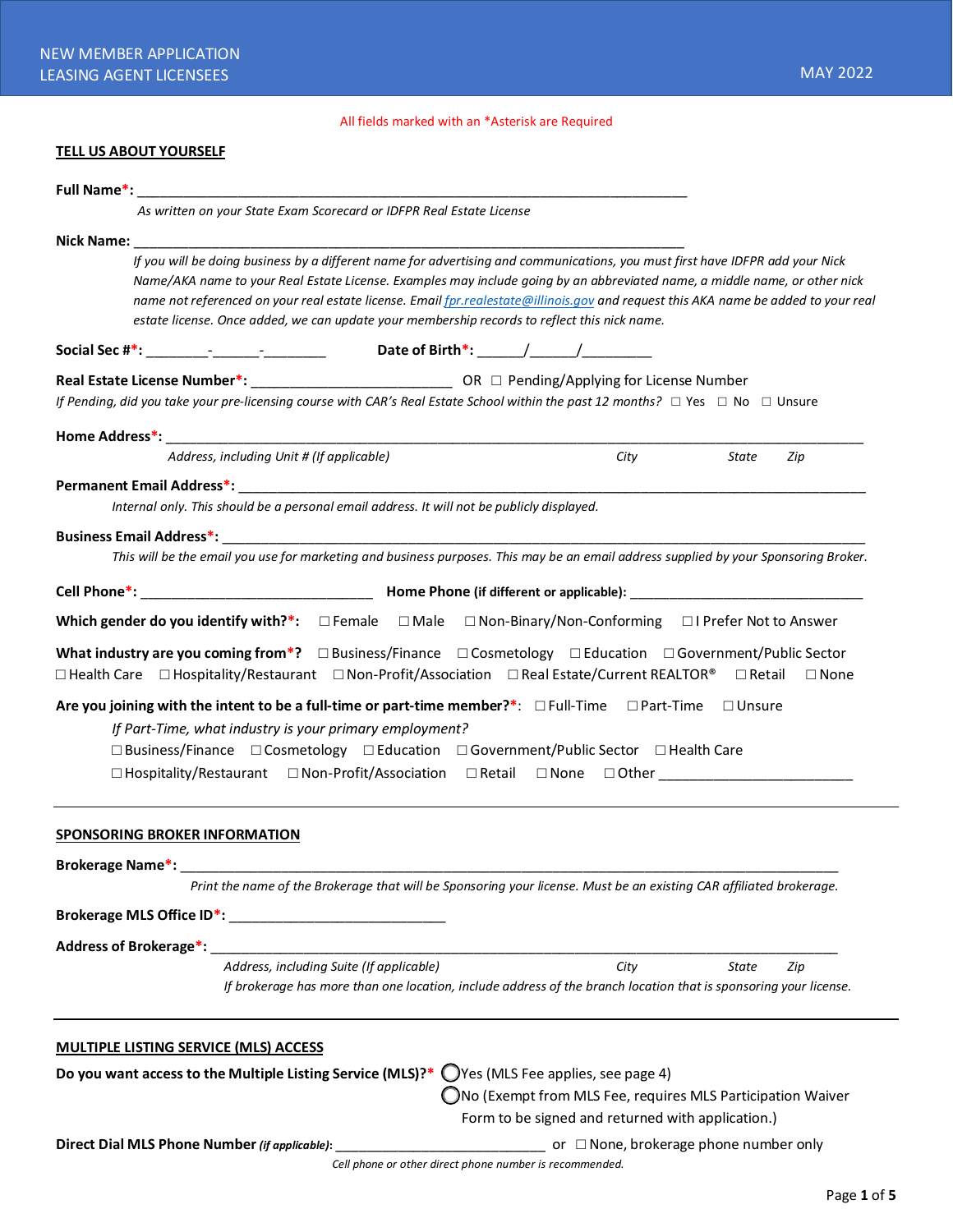NEW MEMBER APPLICATION
LEASING AGENT LICENSEES

MAY 2022

All fields marked with an *Asterisk are Required

**TELL US ABOUT YOURSELF**

**Full Name*:** ___________________________________________________________________________

*As written on your State Exam Scorecard or IDFPR Real Estate License*

**Nick Name:** ___________________________________________________________________________

*If you will be doing business by a different name for advertising and communications, you must first have IDFPR add your Nick Name/AKA name to your Real Estate License. Examples may include going by an abbreviated name, a middle name, or other nick name not referenced on your real estate license. Email fpr.realestate@illinois.gov and request this AKA name be added to your real estate license. Once added, we can update your membership records to reflect this nick name.*

**Social Sec #*:** ________-______-________ **Date of Birth*:** ______/______/_________

**Real Estate License Number*:** __________________________ OR ☐ Pending/Applying for License Number

*If Pending, did you take your pre-licensing course with CAR's Real Estate School within the past 12 months?* ☐ Yes ☐ No ☐ Unsure

**Home Address*:** _____________________________________________________________________________________________

*Address, including Unit # (If applicable)* *City* *State* *Zip*

**Permanent Email Address*:** ______________________________________________________________________________

*Internal only. This should be a personal email address. It will not be publicly displayed.*

**Business Email Address*:** _______________________________________________________________________________

*This will be the email you use for marketing and business purposes. This may be an email address supplied by your Sponsoring Broker.*

**Cell Phone*:** ______________________________ **Home Phone (if different or applicable):** ______________________________

**Which gender do you identify with?*:** ☐ Female ☐ Male ☐ Non-Binary/Non-Conforming ☐ I Prefer Not to Answer

**What industry are you coming from*?** ☐ Business/Finance ☐ Cosmetology ☐ Education ☐ Government/Public Sector ☐ Health Care ☐ Hospitality/Restaurant ☐ Non-Profit/Association ☐ Real Estate/Current REALTOR® ☐ Retail ☐ None

**Are you joining with the intent to be a full-time or part-time member?*:** ☐ Full-Time ☐ Part-Time ☐ Unsure

*If Part-Time, what industry is your primary employment?*

☐ Business/Finance ☐ Cosmetology ☐ Education ☐ Government/Public Sector ☐ Health Care ☐ Hospitality/Restaurant ☐ Non-Profit/Association ☐ Retail ☐ None ☐ Other _________________________

**SPONSORING BROKER INFORMATION**

**Brokerage Name*:** __________________________________________________________________________________________

*Print the name of the Brokerage that will be Sponsoring your license. Must be an existing CAR affiliated brokerage.*

**Brokerage MLS Office ID*:** ___________________________

**Address of Brokerage*:** _______________________________________________________________________________

*Address, including Suite (If applicable)* *City* *State* *Zip*

*If brokerage has more than one location, include address of the branch location that is sponsoring your license.*

**MULTIPLE LISTING SERVICE (MLS) ACCESS**

**Do you want access to the Multiple Listing Service (MLS)?*** ◯ Yes (MLS Fee applies, see page 4)
◯ No (Exempt from MLS Fee, requires MLS Participation Waiver Form to be signed and returned with application.)

**Direct Dial MLS Phone Number *(if applicable)*:** ___________________________ or ☐ None, brokerage phone number only

*Cell phone or other direct phone number is recommended.*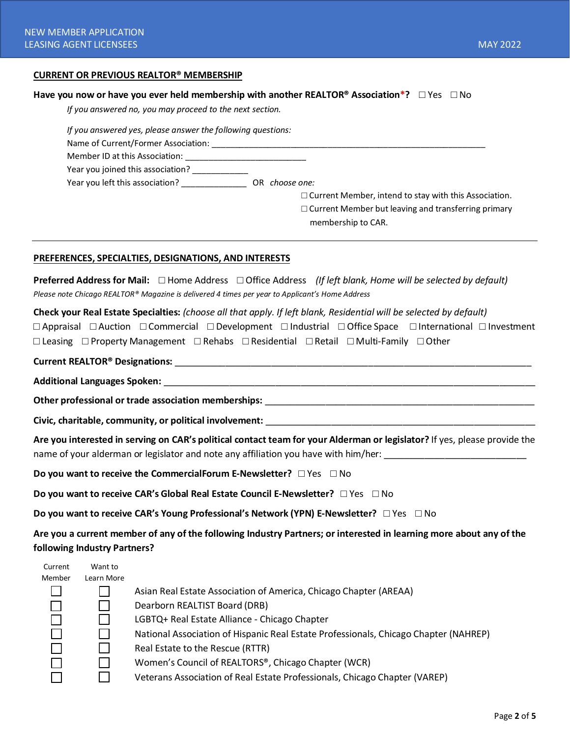## CURRENT OR PREVIOUS REALTOR® MEMBERSHIP

**Have you now or have you ever held membership with another REALTOR® Association*?** ☐ Yes ☐ No

*If you answered no, you may proceed to the next section.*

*If you answered yes, please answer the following questions:*

Name of Current/Former Association: ___________________________________________________________

Member ID at this Association: __________________________

Year you joined this association? ____________

Year you left this association? ______________ OR *choose one:*

☐ Current Member, intend to stay with this Association.

☐ Current Member but leaving and transferring primary membership to CAR.

---

## PREFERENCES, SPECIALTIES, DESIGNATIONS, AND INTERESTS

**Preferred Address for Mail:** ☐ Home Address ☐ Office Address *(If left blank, Home will be selected by default)*

*Please note Chicago REALTOR® Magazine is delivered 4 times per year to Applicant's Home Address*

**Check your Real Estate Specialties:** *(choose all that apply. If left blank, Residential will be selected by default)*

☐ Appraisal ☐ Auction ☐ Commercial ☐ Development ☐ Industrial ☐ Office Space ☐ International ☐ Investment ☐ Leasing ☐ Property Management ☐ Rehabs ☐ Residential ☐ Retail ☐ Multi-Family ☐ Other

**Current REALTOR® Designations:** ___________________________________________________________________________

**Additional Languages Spoken:** _____________________________________________________________________________

**Other professional or trade association memberships:** ________________________________________________________

**Civic, charitable, community, or political involvement:** _______________________________________________________

**Are you interested in serving on CAR's political contact team for your Alderman or legislator?** If yes, please provide the name of your alderman or legislator and note any affiliation you have with him/her: ____________________________

**Do you want to receive the CommercialForum E-Newsletter?** ☐ Yes ☐ No

**Do you want to receive CAR's Global Real Estate Council E-Newsletter?** ☐ Yes ☐ No

**Do you want to receive CAR's Young Professional's Network (YPN) E-Newsletter?** ☐ Yes ☐ No

**Are you a current member of any of the following Industry Partners; or interested in learning more about any of the following Industry Partners?**

| Current Member | Want to Learn More | |
|---|---|---|
| ☐ | ☐ | Asian Real Estate Association of America, Chicago Chapter (AREAA) |
| ☐ | ☐ | Dearborn REALTIST Board (DRB) |
| ☐ | ☐ | LGBTQ+ Real Estate Alliance - Chicago Chapter |
| ☐ | ☐ | National Association of Hispanic Real Estate Professionals, Chicago Chapter (NAHREP) |
| ☐ | ☐ | Real Estate to the Rescue (RTTR) |
| ☐ | ☐ | Women's Council of REALTORS®, Chicago Chapter (WCR) |
| ☐ | ☐ | Veterans Association of Real Estate Professionals, Chicago Chapter (VAREP) |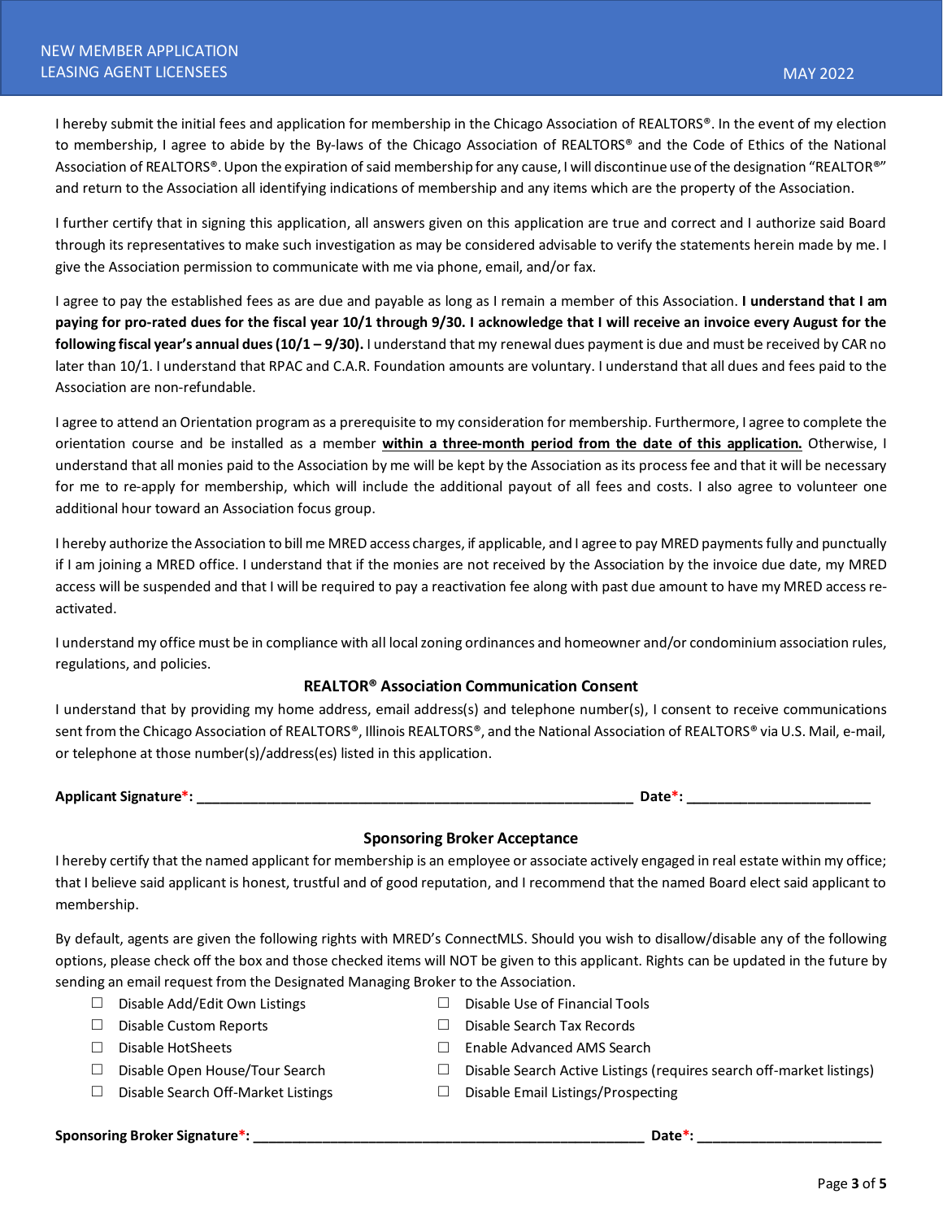I hereby submit the initial fees and application for membership in the Chicago Association of REALTORS®. In the event of my election to membership, I agree to abide by the By-laws of the Chicago Association of REALTORS® and the Code of Ethics of the National Association of REALTORS®. Upon the expiration of said membership for any cause, I will discontinue use of the designation "REALTOR®" and return to the Association all identifying indications of membership and any items which are the property of the Association.

I further certify that in signing this application, all answers given on this application are true and correct and I authorize said Board through its representatives to make such investigation as may be considered advisable to verify the statements herein made by me. I give the Association permission to communicate with me via phone, email, and/or fax.

I agree to pay the established fees as are due and payable as long as I remain a member of this Association. **I understand that I am paying for pro-rated dues for the fiscal year 10/1 through 9/30. I acknowledge that I will receive an invoice every August for the following fiscal year's annual dues (10/1 – 9/30).** I understand that my renewal dues payment is due and must be received by CAR no later than 10/1. I understand that RPAC and C.A.R. Foundation amounts are voluntary. I understand that all dues and fees paid to the Association are non-refundable.

I agree to attend an Orientation program as a prerequisite to my consideration for membership. Furthermore, I agree to complete the orientation course and be installed as a member **<u>within a three-month period from the date of this application.</u>** Otherwise, I understand that all monies paid to the Association by me will be kept by the Association as its process fee and that it will be necessary for me to re-apply for membership, which will include the additional payout of all fees and costs. I also agree to volunteer one additional hour toward an Association focus group.

I hereby authorize the Association to bill me MRED access charges, if applicable, and I agree to pay MRED payments fully and punctually if I am joining a MRED office. I understand that if the monies are not received by the Association by the invoice due date, my MRED access will be suspended and that I will be required to pay a reactivation fee along with past due amount to have my MRED access re-activated.

I understand my office must be in compliance with all local zoning ordinances and homeowner and/or condominium association rules, regulations, and policies.

### REALTOR® Association Communication Consent

I understand that by providing my home address, email address(s) and telephone number(s), I consent to receive communications sent from the Chicago Association of REALTORS®, Illinois REALTORS®, and the National Association of REALTORS® via U.S. Mail, e-mail, or telephone at those number(s)/address(es) listed in this application.

**Applicant Signature*: ______________________________________________ Date*: ____________________**

### Sponsoring Broker Acceptance

I hereby certify that the named applicant for membership is an employee or associate actively engaged in real estate within my office; that I believe said applicant is honest, trustful and of good reputation, and I recommend that the named Board elect said applicant to membership.

By default, agents are given the following rights with MRED's ConnectMLS. Should you wish to disallow/disable any of the following options, please check off the box and those checked items will NOT be given to this applicant. Rights can be updated in the future by sending an email request from the Designated Managing Broker to the Association.

- ☐ Disable Add/Edit Own Listings
- ☐ Disable Custom Reports
- ☐ Disable HotSheets
- ☐ Disable Open House/Tour Search
- ☐ Disable Search Off-Market Listings
- ☐ Disable Use of Financial Tools
- ☐ Disable Search Tax Records
- ☐ Enable Advanced AMS Search
- ☐ Disable Search Active Listings (requires search off-market listings)
- ☐ Disable Email Listings/Prospecting

**Sponsoring Broker Signature*: ________________________________________ Date*: ____________________**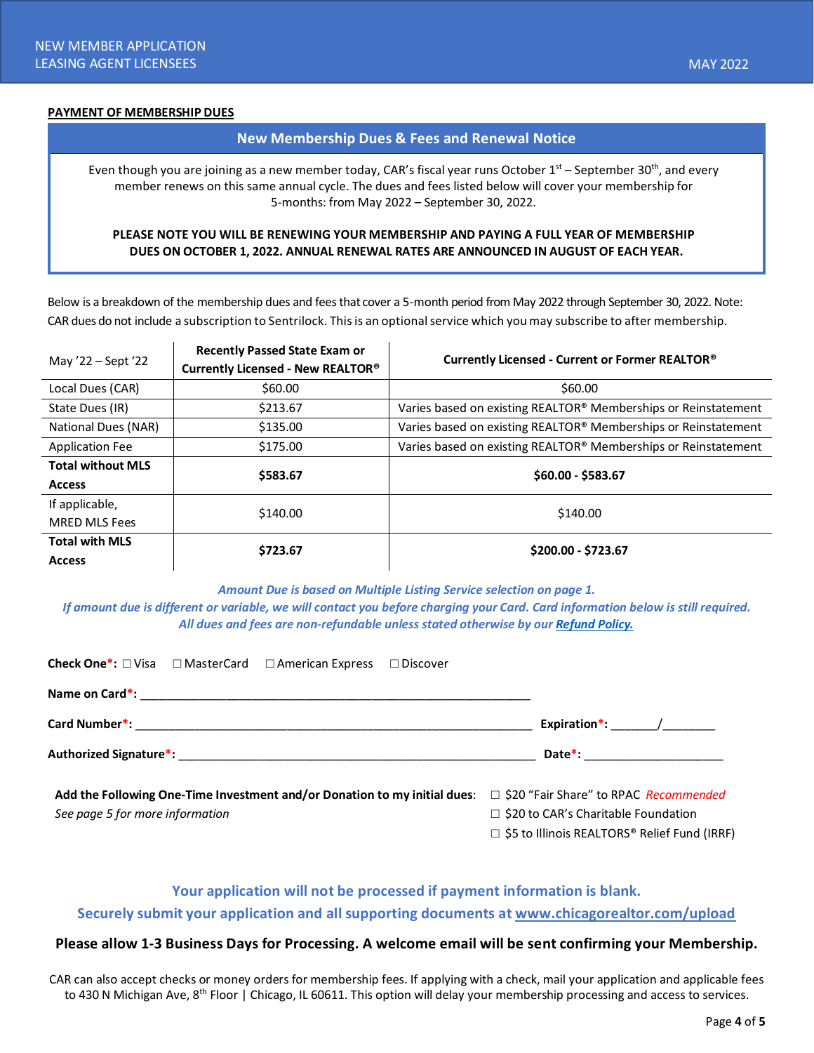## PAYMENT OF MEMBERSHIP DUES

### New Membership Dues & Fees and Renewal Notice

Even though you are joining as a new member today, CAR's fiscal year runs October 1st – September 30th, and every member renews on this same annual cycle. The dues and fees listed below will cover your membership for 5-months: from May 2022 – September 30, 2022.

**PLEASE NOTE YOU WILL BE RENEWING YOUR MEMBERSHIP AND PAYING A FULL YEAR OF MEMBERSHIP DUES ON OCTOBER 1, 2022. ANNUAL RENEWAL RATES ARE ANNOUNCED IN AUGUST OF EACH YEAR.**

Below is a breakdown of the membership dues and fees that cover a 5-month period from May 2022 through September 30, 2022. Note: CAR dues do not include a subscription to Sentrilock. This is an optional service which you may subscribe to after membership.

| May '22 – Sept '22 | **Recently Passed State Exam or Currently Licensed - New REALTOR®** | **Currently Licensed - Current or Former REALTOR®** |
|---|---|---|
| Local Dues (CAR) | $60.00 | $60.00 |
| State Dues (IR) | $213.67 | Varies based on existing REALTOR® Memberships or Reinstatement |
| National Dues (NAR) | $135.00 | Varies based on existing REALTOR® Memberships or Reinstatement |
| Application Fee | $175.00 | Varies based on existing REALTOR® Memberships or Reinstatement |
| **Total without MLS Access** | **$583.67** | **$60.00 - $583.67** |
| If applicable, MRED MLS Fees | $140.00 | $140.00 |
| **Total with MLS Access** | **$723.67** | **$200.00 - $723.67** |

***Amount Due is based on Multiple Listing Service selection on page 1.***
***If amount due is different or variable, we will contact you before charging your Card. Card information below is still required.***
***All dues and fees are non-refundable unless stated otherwise by our Refund Policy.***

**Check One*:** ☐ Visa ☐ MasterCard ☐ American Express ☐ Discover

**Name on Card*:** ____________________________________________

**Card Number*:** ____________________________________________ **Expiration*:** _______/________

**Authorized Signature*:** ____________________________________________ **Date*:** ____________________

**Add the Following One-Time Investment and/or Donation to my initial dues:**
*See page 5 for more information*

☐ $20 "Fair Share" to RPAC *Recommended*
☐ $20 to CAR's Charitable Foundation
☐ $5 to Illinois REALTORS® Relief Fund (IRRF)

**Your application will not be processed if payment information is blank.**
**Securely submit your application and all supporting documents at www.chicagorealtor.com/upload**

**Please allow 1-3 Business Days for Processing. A welcome email will be sent confirming your Membership.**

CAR can also accept checks or money orders for membership fees. If applying with a check, mail your application and applicable fees to 430 N Michigan Ave, 8th Floor | Chicago, IL 60611. This option will delay your membership processing and access to services.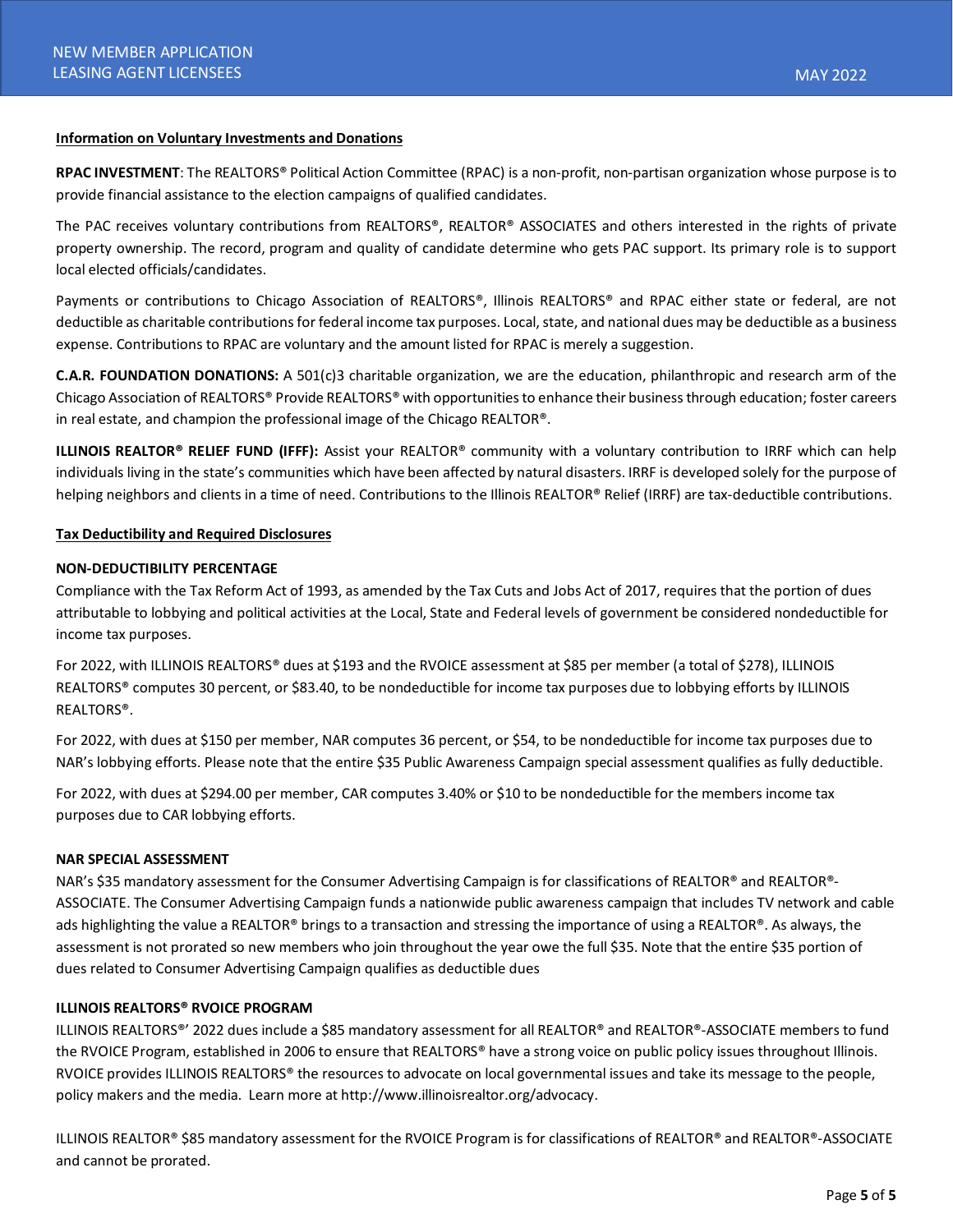## Information on Voluntary Investments and Donations

**RPAC INVESTMENT**: The REALTORS® Political Action Committee (RPAC) is a non-profit, non-partisan organization whose purpose is to provide financial assistance to the election campaigns of qualified candidates.

The PAC receives voluntary contributions from REALTORS®, REALTOR® ASSOCIATES and others interested in the rights of private property ownership. The record, program and quality of candidate determine who gets PAC support. Its primary role is to support local elected officials/candidates.

Payments or contributions to Chicago Association of REALTORS®, Illinois REALTORS® and RPAC either state or federal, are not deductible as charitable contributions for federal income tax purposes. Local, state, and national dues may be deductible as a business expense. Contributions to RPAC are voluntary and the amount listed for RPAC is merely a suggestion.

**C.A.R. FOUNDATION DONATIONS:** A 501(c)3 charitable organization, we are the education, philanthropic and research arm of the Chicago Association of REALTORS® Provide REALTORS® with opportunities to enhance their business through education; foster careers in real estate, and champion the professional image of the Chicago REALTOR®.

**ILLINOIS REALTOR® RELIEF FUND (IFFF):** Assist your REALTOR® community with a voluntary contribution to IRRF which can help individuals living in the state's communities which have been affected by natural disasters. IRRF is developed solely for the purpose of helping neighbors and clients in a time of need. Contributions to the Illinois REALTOR® Relief (IRRF) are tax-deductible contributions.

## Tax Deductibility and Required Disclosures

### NON-DEDUCTIBILITY PERCENTAGE

Compliance with the Tax Reform Act of 1993, as amended by the Tax Cuts and Jobs Act of 2017, requires that the portion of dues attributable to lobbying and political activities at the Local, State and Federal levels of government be considered nondeductible for income tax purposes.

For 2022, with ILLINOIS REALTORS® dues at $193 and the RVOICE assessment at $85 per member (a total of $278), ILLINOIS REALTORS® computes 30 percent, or $83.40, to be nondeductible for income tax purposes due to lobbying efforts by ILLINOIS REALTORS®.

For 2022, with dues at $150 per member, NAR computes 36 percent, or $54, to be nondeductible for income tax purposes due to NAR's lobbying efforts. Please note that the entire $35 Public Awareness Campaign special assessment qualifies as fully deductible.

For 2022, with dues at $294.00 per member, CAR computes 3.40% or $10 to be nondeductible for the members income tax purposes due to CAR lobbying efforts.

### NAR SPECIAL ASSESSMENT

NAR's $35 mandatory assessment for the Consumer Advertising Campaign is for classifications of REALTOR® and REALTOR®-ASSOCIATE. The Consumer Advertising Campaign funds a nationwide public awareness campaign that includes TV network and cable ads highlighting the value a REALTOR® brings to a transaction and stressing the importance of using a REALTOR®. As always, the assessment is not prorated so new members who join throughout the year owe the full $35. Note that the entire $35 portion of dues related to Consumer Advertising Campaign qualifies as deductible dues

### ILLINOIS REALTORS® RVOICE PROGRAM

ILLINOIS REALTORS®' 2022 dues include a $85 mandatory assessment for all REALTOR® and REALTOR®-ASSOCIATE members to fund the RVOICE Program, established in 2006 to ensure that REALTORS® have a strong voice on public policy issues throughout Illinois. RVOICE provides ILLINOIS REALTORS® the resources to advocate on local governmental issues and take its message to the people, policy makers and the media. Learn more at http://www.illinoisrealtor.org/advocacy.

ILLINOIS REALTOR® $85 mandatory assessment for the RVOICE Program is for classifications of REALTOR® and REALTOR®-ASSOCIATE and cannot be prorated.